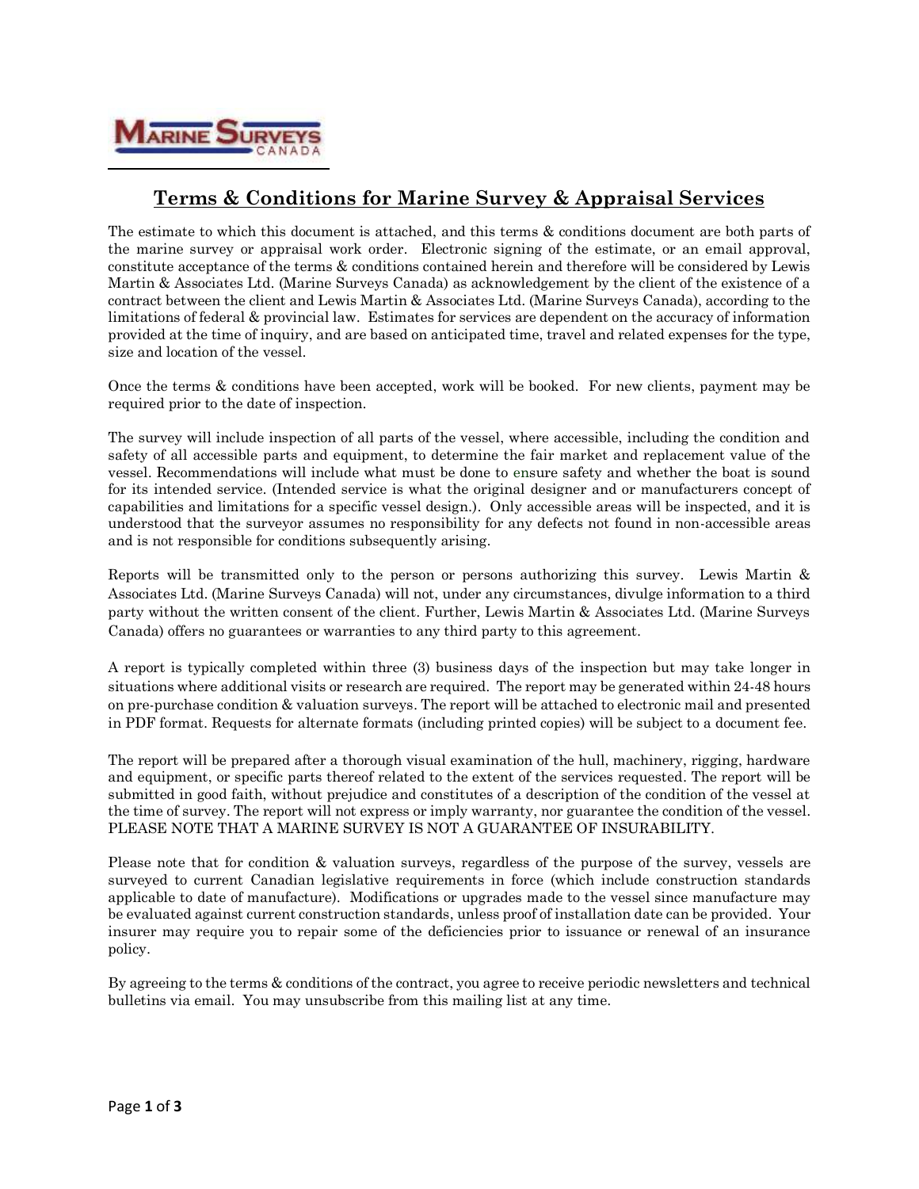# Terms & Conditions for Marine Survey & Appraisal Services

The estimate to which this document is attached, and this terms & conditions document are both parts of the marine survey or appraisal work order. Electronic signing of the estimate, or an email approval, constitute acceptance of the terms & conditions contained herein and therefore will be considered by Lewis Martin & Associates Ltd. (Marine Surveys Canada) as acknowledgement by the client of the existence of a contract between the client and Lewis Martin & Associates Ltd. (Marine Surveys Canada), according to the limitations of federal & provincial law. Estimates for services are dependent on the accuracy of information provided at the time of inquiry, and are based on anticipated time, travel and related expenses for the type, size and location of the vessel.

Once the terms & conditions have been accepted, work will be booked. For new clients, payment may be required prior to the date of inspection.

The survey will include inspection of all parts of the vessel, where accessible, including the condition and safety of all accessible parts and equipment, to determine the fair market and replacement value of the vessel. Recommendations will include what must be done to ensure safety and whether the boat is sound for its intended service. (Intended service is what the original designer and or manufacturers concept of capabilities and limitations for a specific vessel design.). Only accessible areas will be inspected, and it is understood that the surveyor assumes no responsibility for any defects not found in non-accessible areas and is not responsible for conditions subsequently arising.

Reports will be transmitted only to the person or persons authorizing this survey. Lewis Martin & Associates Ltd. (Marine Surveys Canada) will not, under any circumstances, divulge information to a third party without the written consent of the client. Further, Lewis Martin & Associates Ltd. (Marine Surveys Canada) offers no guarantees or warranties to any third party to this agreement.

A report is typically completed within three (3) business days of the inspection but may take longer in situations where additional visits or research are required. The report may be generated within 24-48 hours on pre-purchase condition & valuation surveys. The report will be attached to electronic mail and presented in PDF format. Requests for alternate formats (including printed copies) will be subject to a document fee.

The report will be prepared after a thorough visual examination of the hull, machinery, rigging, hardware and equipment, or specific parts thereof related to the extent of the services requested. The report will be submitted in good faith, without prejudice and constitutes of a description of the condition of the vessel at the time of survey. The report will not express or imply warranty, nor guarantee the condition of the vessel. PLEASE NOTE THAT A MARINE SURVEY IS NOT A GUARANTEE OF INSURABILITY.

Please note that for condition & valuation surveys, regardless of the purpose of the survey, vessels are surveyed to current Canadian legislative requirements in force (which include construction standards applicable to date of manufacture). Modifications or upgrades made to the vessel since manufacture may be evaluated against current construction standards, unless proof of installation date can be provided. Your insurer may require you to repair some of the deficiencies prior to issuance or renewal of an insurance policy.

By agreeing to the terms & conditions of the contract, you agree to receive periodic newsletters and technical bulletins via email. You may unsubscribe from this mailing list at any time.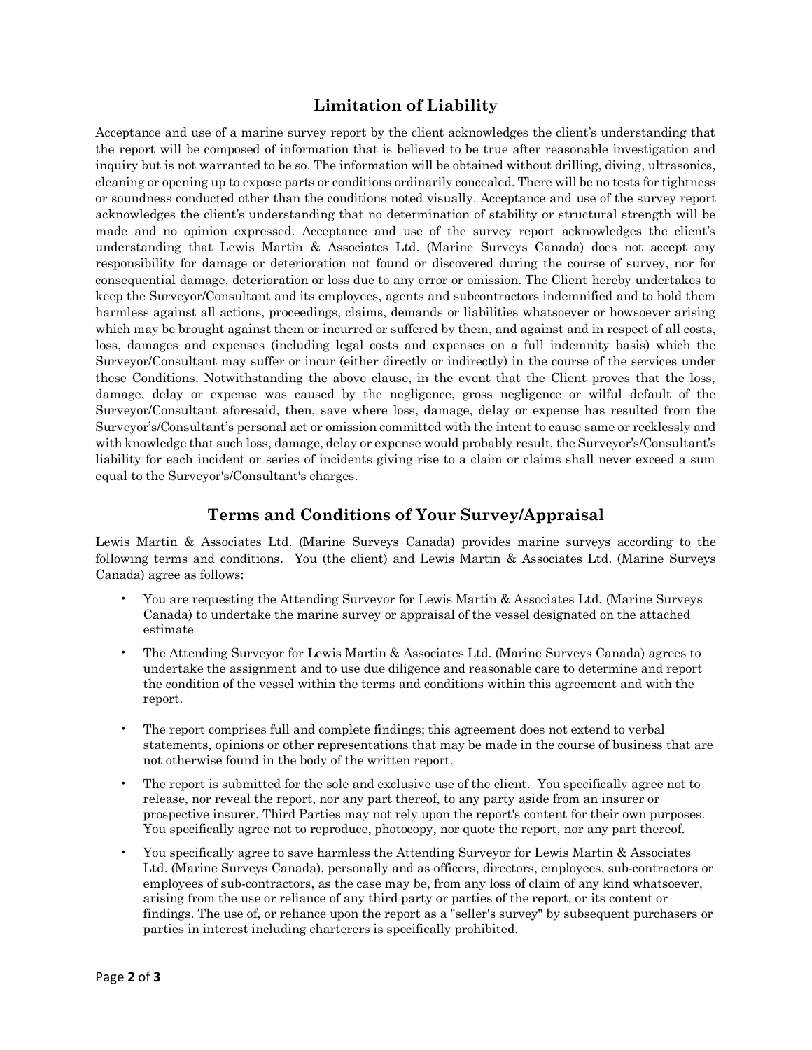## Limitation of Liability

Acceptance and use of a marine survey report by the client acknowledges the client's understanding that the report will be composed of information that is believed to be true after reasonable investigation and inquiry but is not warranted to be so. The information will be obtained without drilling, diving, ultrasonics, cleaning or opening up to expose parts or conditions ordinarily concealed. There will be no tests for tightness or soundness conducted other than the conditions noted visually. Acceptance and use of the survey report acknowledges the client's understanding that no determination of stability or structural strength will be made and no opinion expressed. Acceptance and use of the survey report acknowledges the client's understanding that Lewis Martin & Associates Ltd. (Marine Surveys Canada) does not accept any responsibility for damage or deterioration not found or discovered during the course of survey, nor for consequential damage, deterioration or loss due to any error or omission. The Client hereby undertakes to keep the Surveyor/Consultant and its employees, agents and subcontractors indemnified and to hold them harmless against all actions, proceedings, claims, demands or liabilities whatsoever or howsoever arising which may be brought against them or incurred or suffered by them, and against and in respect of all costs, loss, damages and expenses (including legal costs and expenses on a full indemnity basis) which the Surveyor/Consultant may suffer or incur (either directly or indirectly) in the course of the services under these Conditions. Notwithstanding the above clause, in the event that the Client proves that the loss, damage, delay or expense was caused by the negligence, gross negligence or wilful default of the Surveyor/Consultant aforesaid, then, save where loss, damage, delay or expense has resulted from the Surveyor's/Consultant's personal act or omission committed with the intent to cause same or recklessly and with knowledge that such loss, damage, delay or expense would probably result, the Surveyor's/Consultant's liability for each incident or series of incidents giving rise to a claim or claims shall never exceed a sum equal to the Surveyor's/Consultant's charges.

## Terms and Conditions of Your Survey/Appraisal

Lewis Martin & Associates Ltd. (Marine Surveys Canada) provides marine surveys according to the following terms and conditions. You (the client) and Lewis Martin & Associates Ltd. (Marine Surveys Canada) agree as follows:

- You are requesting the Attending Surveyor for Lewis Martin & Associates Ltd. (Marine Surveys Canada) to undertake the marine survey or appraisal of the vessel designated on the attached estimate
- The Attending Surveyor for Lewis Martin & Associates Ltd. (Marine Surveys Canada) agrees to undertake the assignment and to use due diligence and reasonable care to determine and report the condition of the vessel within the terms and conditions within this agreement and with the report.
- The report comprises full and complete findings; this agreement does not extend to verbal statements, opinions or other representations that may be made in the course of business that are not otherwise found in the body of the written report.
- The report is submitted for the sole and exclusive use of the client. You specifically agree not to release, nor reveal the report, nor any part thereof, to any party aside from an insurer or prospective insurer. Third Parties may not rely upon the report's content for their own purposes. You specifically agree not to reproduce, photocopy, nor quote the report, nor any part thereof.
- You specifically agree to save harmless the Attending Surveyor for Lewis Martin & Associates Ltd. (Marine Surveys Canada), personally and as officers, directors, employees, sub-contractors or employees of sub-contractors, as the case may be, from any loss of claim of any kind whatsoever, arising from the use or reliance of any third party or parties of the report, or its content or findings. The use of, or reliance upon the report as a "seller's survey" by subsequent purchasers or parties in interest including charterers is specifically prohibited.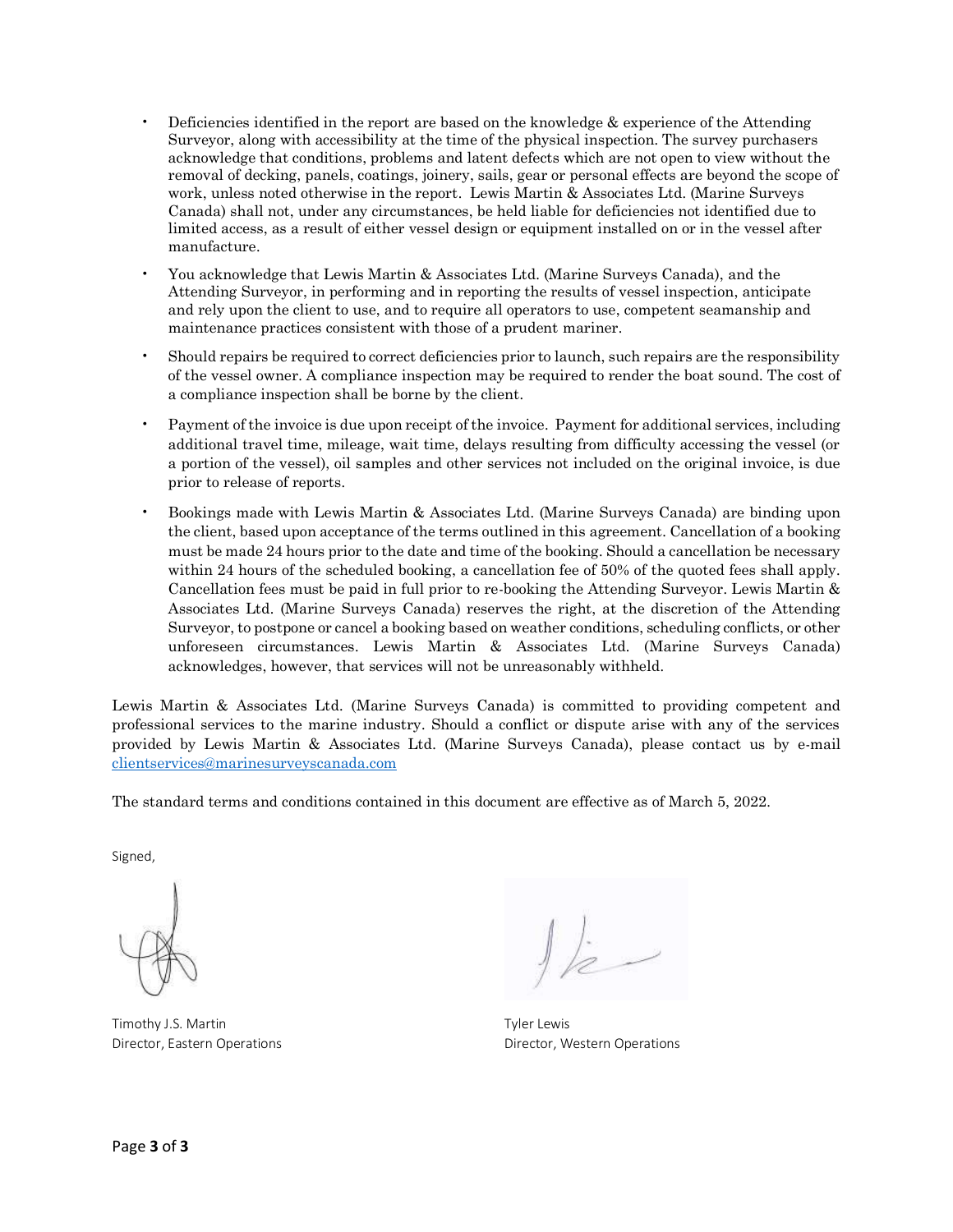- Deficiencies identified in the report are based on the knowledge & experience of the Attending Surveyor, along with accessibility at the time of the physical inspection. The survey purchasers acknowledge that conditions, problems and latent defects which are not open to view without the removal of decking, panels, coatings, joinery, sails, gear or personal effects are beyond the scope of work, unless noted otherwise in the report. Lewis Martin & Associates Ltd. (Marine Surveys Canada) shall not, under any circumstances, be held liable for deficiencies not identified due to limited access, as a result of either vessel design or equipment installed on or in the vessel after manufacture.
- You acknowledge that Lewis Martin & Associates Ltd. (Marine Surveys Canada), and the Attending Surveyor, in performing and in reporting the results of vessel inspection, anticipate and rely upon the client to use, and to require all operators to use, competent seamanship and maintenance practices consistent with those of a prudent mariner.
- Should repairs be required to correct deficiencies prior to launch, such repairs are the responsibility of the vessel owner. A compliance inspection may be required to render the boat sound. The cost of a compliance inspection shall be borne by the client.
- Payment of the invoice is due upon receipt of the invoice. Payment for additional services, including additional travel time, mileage, wait time, delays resulting from difficulty accessing the vessel (or a portion of the vessel), oil samples and other services not included on the original invoice, is due prior to release of reports.
- Bookings made with Lewis Martin & Associates Ltd. (Marine Surveys Canada) are binding upon the client, based upon acceptance of the terms outlined in this agreement. Cancellation of a booking must be made 24 hours prior to the date and time of the booking. Should a cancellation be necessary within 24 hours of the scheduled booking, a cancellation fee of 50% of the quoted fees shall apply. Cancellation fees must be paid in full prior to re-booking the Attending Surveyor. Lewis Martin & Associates Ltd. (Marine Surveys Canada) reserves the right, at the discretion of the Attending Surveyor, to postpone or cancel a booking based on weather conditions, scheduling conflicts, or other unforeseen circumstances. Lewis Martin & Associates Ltd. (Marine Surveys Canada) acknowledges, however, that services will not be unreasonably withheld.

Lewis Martin & Associates Ltd. (Marine Surveys Canada) is committed to providing competent and professional services to the marine industry. Should a conflict or dispute arise with any of the services provided by Lewis Martin & Associates Ltd. (Marine Surveys Canada), please contact us by e-mail clientservices@marinesurveyscanada.com

The standard terms and conditions contained in this document are effective as of March 5, 2022.

Signed,

Timothy J.S. Martin
Director, Eastern Operations

Tyler Lewis
Director, Western Operations